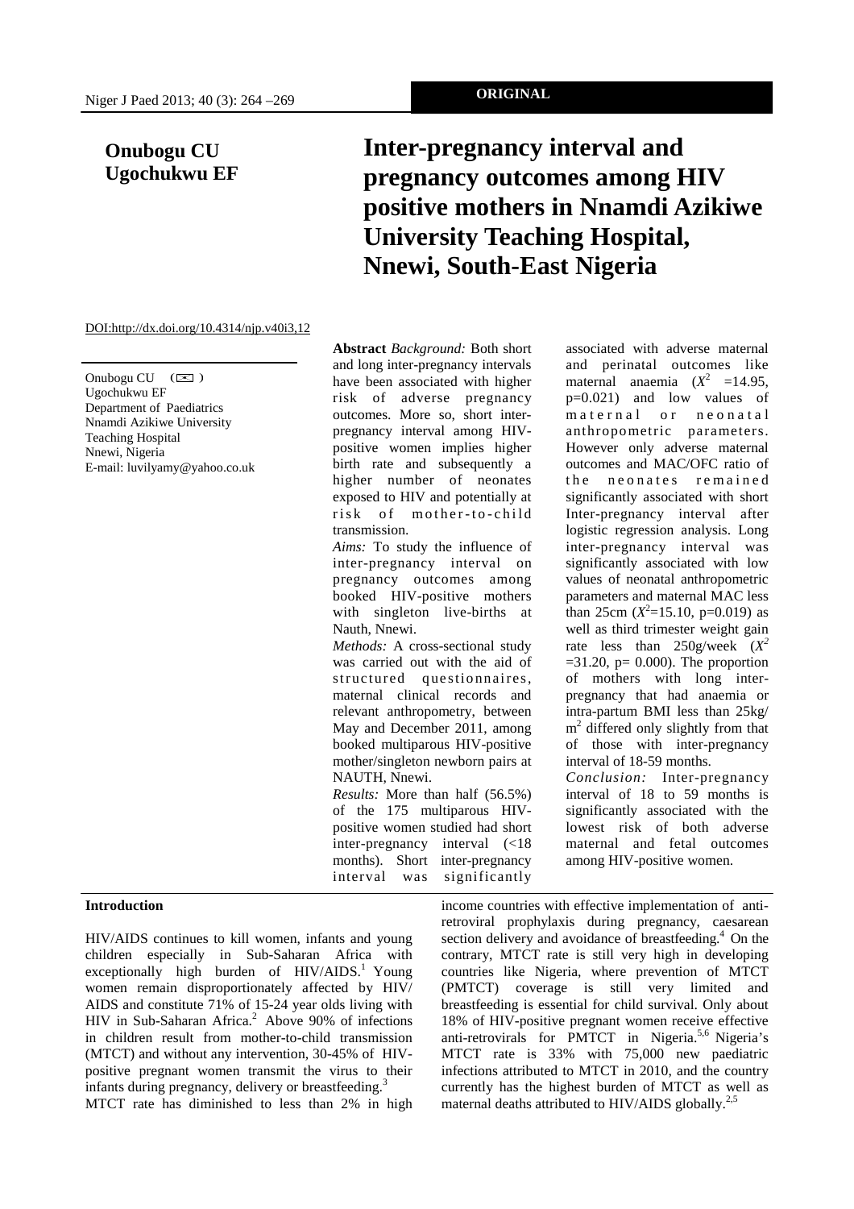ORIGINAL

# Inter-pregnancy interval and pregnancy outcomes among HIV positive mothers in Nnamdi Azikiwe University Teaching Hospital, Nnewi, South-East Nigeria

**Onubogu CU**
**Ugochukwu EF**

DOI:http://dx.doi.org/10.4314/njp.v40i3,12

Onubogu CU
Ugochukwu EF
Department of Paediatrics
Nnamdi Azikiwe University
Teaching Hospital
Nnewi, Nigeria
E-mail: luvilyamy@yahoo.co.uk

**Abstract** *Background:* Both short and long inter-pregnancy intervals have been associated with higher risk of adverse pregnancy outcomes. More so, short inter-pregnancy interval among HIV-positive women implies higher birth rate and subsequently a higher number of neonates exposed to HIV and potentially at risk of mother-to-child transmission.

*Aims:* To study the influence of inter-pregnancy interval on pregnancy outcomes among booked HIV-positive mothers with singleton live-births at Nauth, Nnewi.

*Methods:* A cross-sectional study was carried out with the aid of structured questionnaires, maternal clinical records and relevant anthropometry, between May and December 2011, among booked multiparous HIV-positive mother/singleton newborn pairs at NAUTH, Nnewi.

*Results:* More than half (56.5%) of the 175 multiparous HIV-positive women studied had short inter-pregnancy interval (<18 months). Short inter-pregnancy interval was significantly associated with adverse maternal and perinatal outcomes like maternal anaemia ($X^2$ =14.95, p=0.021) and low values of maternal or neonatal anthropometric parameters. However only adverse maternal outcomes and MAC/OFC ratio of the neonates remained significantly associated with short Inter-pregnancy interval after logistic regression analysis. Long inter-pregnancy interval was significantly associated with low values of neonatal anthropometric parameters and maternal MAC less than 25cm ($X^2$=15.10, p=0.019) as well as third trimester weight gain rate less than 250g/week ($X^2$ =31.20, p= 0.000). The proportion of mothers with long inter-pregnancy that had anaemia or intra-partum BMI less than 25kg/m$^2$ differed only slightly from that of those with inter-pregnancy interval of 18-59 months.

*Conclusion:* Inter-pregnancy interval of 18 to 59 months is significantly associated with the lowest risk of both adverse maternal and fetal outcomes among HIV-positive women.

## Introduction

HIV/AIDS continues to kill women, infants and young children especially in Sub-Saharan Africa with exceptionally high burden of HIV/AIDS.[1] Young women remain disproportionately affected by HIV/AIDS and constitute 71% of 15-24 year olds living with HIV in Sub-Saharan Africa.[2] Above 90% of infections in children result from mother-to-child transmission (MTCT) and without any intervention, 30-45% of HIV-positive pregnant women transmit the virus to their infants during pregnancy, delivery or breastfeeding.[3]

MTCT rate has diminished to less than 2% in high income countries with effective implementation of anti-retroviral prophylaxis during pregnancy, caesarean section delivery and avoidance of breastfeeding.[4] On the contrary, MTCT rate is still very high in developing countries like Nigeria, where prevention of MTCT (PMTCT) coverage is still very limited and breastfeeding is essential for child survival. Only about 18% of HIV-positive pregnant women receive effective anti-retrovirals for PMTCT in Nigeria.[5,6] Nigeria's MTCT rate is 33% with 75,000 new paediatric infections attributed to MTCT in 2010, and the country currently has the highest burden of MTCT as well as maternal deaths attributed to HIV/AIDS globally.[2,5]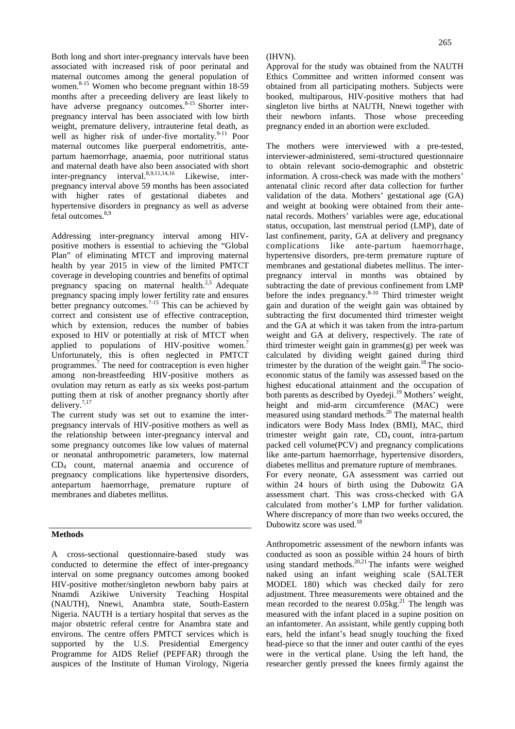Both long and short inter-pregnancy intervals have been associated with increased risk of poor perinatal and maternal outcomes among the general population of women.[8-15] Women who become pregnant within 18-59 months after a preceeding delivery are least likely to have adverse pregnancy outcomes.[8-15] Shorter inter-pregnancy interval has been associated with low birth weight, premature delivery, intrauterine fetal death, as well as higher risk of under-five mortality.[9-11] Poor maternal outcomes like puerperal endometritis, ante-partum haemorrhage, anaemia, poor nutritional status and maternal death have also been associated with short inter-pregnancy interval.[8,9,11,14,16] Likewise, inter-pregnancy interval above 59 months has been associated with higher rates of gestational diabetes and hypertensive disorders in pregnancy as well as adverse fetal outcomes.[8,9]

Addressing inter-pregnancy interval among HIV-positive mothers is essential to achieving the "Global Plan" of eliminating MTCT and improving maternal health by year 2015 in view of the limited PMTCT coverage in developing countries and benefits of optimal pregnancy spacing on maternal health.[2,5] Adequate pregnancy spacing imply lower fertility rate and ensures better pregnancy outcomes.[7-15] This can be achieved by correct and consistent use of effective contraception, which by extension, reduces the number of babies exposed to HIV or potentially at risk of MTCT when applied to populations of HIV-positive women.[7] Unfortunately, this is often neglected in PMTCT programmes.[7] The need for contraception is even higher among non-breastfeeding HIV-positive mothers as ovulation may return as early as six weeks post-partum putting them at risk of another pregnancy shortly after delivery.[7,17]

The current study was set out to examine the inter-pregnancy intervals of HIV-positive mothers as well as the relationship between inter-pregnancy interval and some pregnancy outcomes like low values of maternal or neonatal anthropometric parameters, low maternal $CD_4$ count, maternal anaemia and occurence of pregnancy complications like hypertensive disorders, antepartum haemorrhage, premature rupture of membranes and diabetes mellitus.

## Methods

A cross-sectional questionnaire-based study was conducted to determine the effect of inter-pregnancy interval on some pregnancy outcomes among booked HIV-positive mother/singleton newborn baby pairs at Nnamdi Azikiwe University Teaching Hospital (NAUTH), Nnewi, Anambra state, South-Eastern Nigeria. NAUTH is a tertiary hospital that serves as the major obstetric referal centre for Anambra state and environs. The centre offers PMTCT services which is supported by the U.S. Presidential Emergency Programme for AIDS Relief (PEPFAR) through the auspices of the Institute of Human Virology, Nigeria (IHVN).

Approval for the study was obtained from the NAUTH Ethics Committee and written informed consent was obtained from all participating mothers. Subjects were booked, multiparous, HIV-positive mothers that had singleton live births at NAUTH, Nnewi together with their newborn infants. Those whose preceeding pregnancy ended in an abortion were excluded.

The mothers were interviewed with a pre-tested, interviewer-administered, semi-structured questionnaire to obtain relevant socio-demographic and obstetric information. A cross-check was made with the mothers' antenatal clinic record after data collection for further validation of the data. Mothers' gestational age (GA) and weight at booking were obtained from their ante-natal records. Mothers' variables were age, educational status, occupation, last menstrual period (LMP), date of last confinement, parity, GA at delivery and pregnancy complications like ante-partum haemorrhage, hypertensive disorders, pre-term premature rupture of membranes and gestational diabetes mellitus. The inter-pregnancy interval in months was obtained by subtracting the date of previous confinement from LMP before the index pregnancy.[8-10] Third trimester weight gain and duration of the weight gain was obtained by subtracting the first documented third trimester weight and the GA at which it was taken from the intra-partum weight and GA at delivery, respectively. The rate of third trimester weight gain in grammes(g) per week was calculated by dividing weight gained during third trimester by the duration of the weight gain.[18] The socio-economic status of the family was assessed based on the highest educational attainment and the occupation of both parents as described by Oyedeji.[19] Mothers' weight, height and mid-arm circumference (MAC) were measured using standard methods.[20] The maternal health indicators were Body Mass Index (BMI), MAC, third trimester weight gain rate, $CD_4$ count, intra-partum packed cell volume(PCV) and pregnancy complications like ante-partum haemorrhage, hypertensive disorders, diabetes mellitus and premature rupture of membranes.

For every neonate, GA assessment was carried out within 24 hours of birth using the Dubowitz GA assessment chart. This was cross-checked with GA calculated from mother's LMP for further validation. Where discrepancy of more than two weeks occured, the Dubowitz score was used.[18]

Anthropometric assessment of the newborn infants was conducted as soon as possible within 24 hours of birth using standard methods.[20,21] The infants were weighed naked using an infant weighing scale (SALTER MODEL 180) which was checked daily for zero adjustment. Three measurements were obtained and the mean recorded to the nearest 0.05kg.[21] The length was measured with the infant placed in a supine position on an infantometer. An assistant, while gently cupping both ears, held the infant's head snugly touching the fixed head-piece so that the inner and outer canthi of the eyes were in the vertical plane. Using the left hand, the researcher gently pressed the knees firmly against the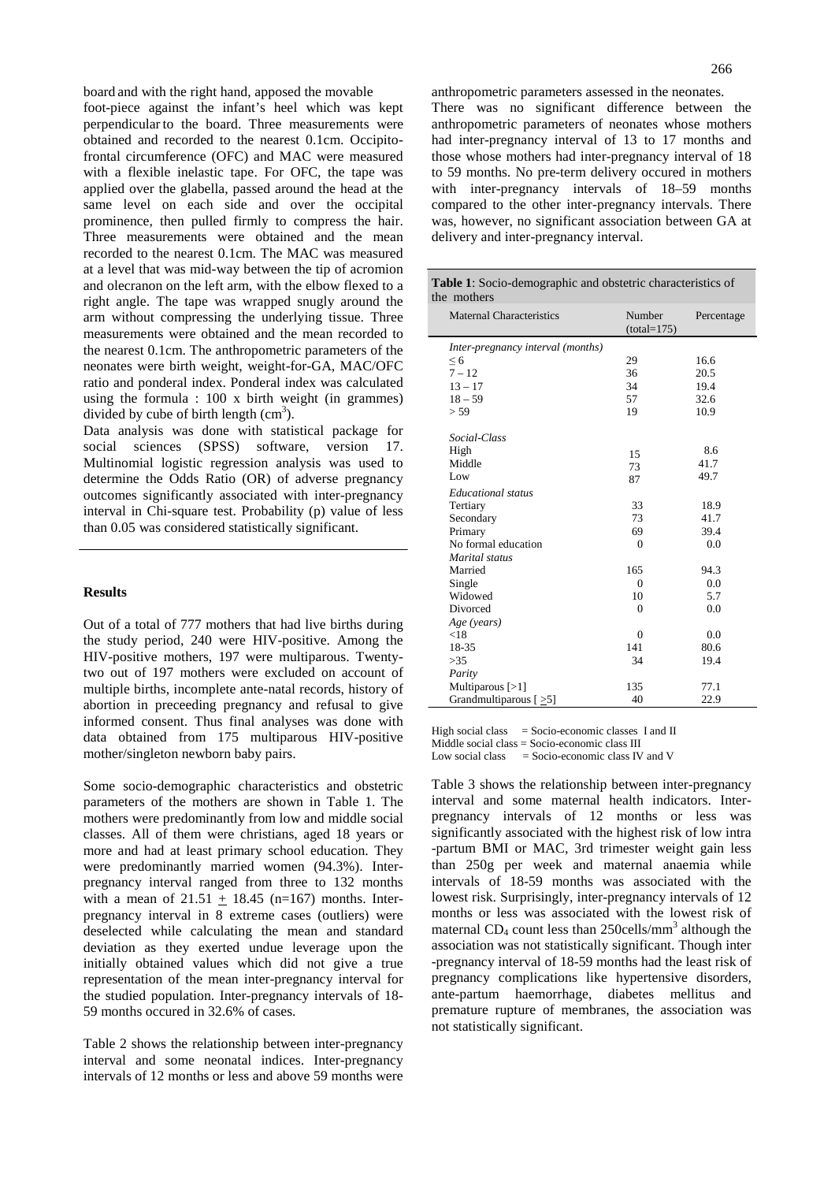board and with the right hand, apposed the movable foot-piece against the infant's heel which was kept perpendicular to the board. Three measurements were obtained and recorded to the nearest 0.1cm. Occipito-frontal circumference (OFC) and MAC were measured with a flexible inelastic tape. For OFC, the tape was applied over the glabella, passed around the head at the same level on each side and over the occipital prominence, then pulled firmly to compress the hair. Three measurements were obtained and the mean recorded to the nearest 0.1cm. The MAC was measured at a level that was mid-way between the tip of acromion and olecranon on the left arm, with the elbow flexed to a right angle. The tape was wrapped snugly around the arm without compressing the underlying tissue. Three measurements were obtained and the mean recorded to the nearest 0.1cm. The anthropometric parameters of the neonates were birth weight, weight-for-GA, MAC/OFC ratio and ponderal index. Ponderal index was calculated using the formula : 100 x birth weight (in grammes) divided by cube of birth length ($cm^3$).

Data analysis was done with statistical package for social sciences (SPSS) software, version 17. Multinomial logistic regression analysis was used to determine the Odds Ratio (OR) of adverse pregnancy outcomes significantly associated with inter-pregnancy interval in Chi-square test. Probability (p) value of less than 0.05 was considered statistically significant.

## Results

Out of a total of 777 mothers that had live births during the study period, 240 were HIV-positive. Among the HIV-positive mothers, 197 were multiparous. Twenty-two out of 197 mothers were excluded on account of multiple births, incomplete ante-natal records, history of abortion in preceeding pregnancy and refusal to give informed consent. Thus final analyses was done with data obtained from 175 multiparous HIV-positive mother/singleton newborn baby pairs.

Some socio-demographic characteristics and obstetric parameters of the mothers are shown in Table 1. The mothers were predominantly from low and middle social classes. All of them were christians, aged 18 years or more and had at least primary school education. They were predominantly married women (94.3%). Inter-pregnancy interval ranged from three to 132 months with a mean of 21.51 $\pm$ 18.45 (n=167) months. Inter-pregnancy interval in 8 extreme cases (outliers) were deselected while calculating the mean and standard deviation as they exerted undue leverage upon the initially obtained values which did not give a true representation of the mean inter-pregnancy interval for the studied population. Inter-pregnancy intervals of 18-59 months occured in 32.6% of cases.

Table 2 shows the relationship between inter-pregnancy interval and some neonatal indices. Inter-pregnancy intervals of 12 months or less and above 59 months were anthropometric parameters assessed in the neonates. There was no significant difference between the anthropometric parameters of neonates whose mothers had inter-pregnancy interval of 13 to 17 months and those whose mothers had inter-pregnancy interval of 18 to 59 months. No pre-term delivery occured in mothers with inter-pregnancy intervals of 18–59 months compared to the other inter-pregnancy intervals. There was, however, no significant association between GA at delivery and inter-pregnancy interval.

**Table 1**: Socio-demographic and obstetric characteristics of the mothers

| Maternal Characteristics | Number (total=175) | Percentage |
|---|---|---|
| *Inter-pregnancy interval (months)* | | |
| ≤ 6 | 29 | 16.6 |
| 7 – 12 | 36 | 20.5 |
| 13 – 17 | 34 | 19.4 |
| 18 – 59 | 57 | 32.6 |
| > 59 | 19 | 10.9 |
| *Social-Class* | | |
| High | 15 | 8.6 |
| Middle | 73 | 41.7 |
| Low | 87 | 49.7 |
| *Educational status* | | |
| Tertiary | 33 | 18.9 |
| Secondary | 73 | 41.7 |
| Primary | 69 | 39.4 |
| No formal education | 0 | 0.0 |
| *Marital status* | | |
| Married | 165 | 94.3 |
| Single | 0 | 0.0 |
| Widowed | 10 | 5.7 |
| Divorced | 0 | 0.0 |
| *Age (years)* | | |
| <18 | 0 | 0.0 |
| 18-35 | 141 | 80.6 |
| >35 | 34 | 19.4 |
| *Parity* | | |
| Multiparous [>1] | 135 | 77.1 |
| Grandmultiparous [ ≥5] | 40 | 22.9 |

High social class = Socio-economic classes I and II
Middle social class = Socio-economic class III
Low social class = Socio-economic class IV and V

Table 3 shows the relationship between inter-pregnancy interval and some maternal health indicators. Inter-pregnancy intervals of 12 months or less was significantly associated with the highest risk of low intra-partum BMI or MAC, 3rd trimester weight gain less than 250g per week and maternal anaemia while intervals of 18-59 months was associated with the lowest risk. Surprisingly, inter-pregnancy intervals of 12 months or less was associated with the lowest risk of maternal $CD_4$ count less than 250cells/mm$^3$ although the association was not statistically significant. Though inter-pregnancy interval of 18-59 months had the least risk of pregnancy complications like hypertensive disorders, ante-partum haemorrhage, diabetes mellitus and premature rupture of membranes, the association was not statistically significant.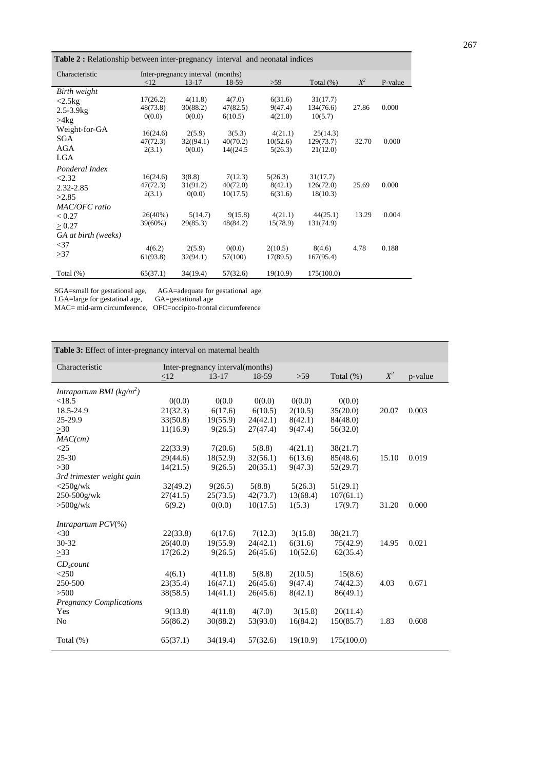**Table 2 :** Relationship between inter-pregnancy interval and neonatal indices

| Characteristic | Inter-pregnancy interval (months) | | | | | | |
|---|---|---|---|---|---|---|---|
| | ≤12 | 13-17 | 18-59 | >59 | Total (%) | $X^2$ | P-value |
| *Birth weight* | | | | | | | |
| <2.5kg | 17(26.2) | 4(11.8) | 4(7.0) | 6(31.6) | 31(17.7) | | |
| 2.5-3.9kg | 48(73.8) | 30(88.2) | 47(82.5) | 9(47.4) | 134(76.6) | 27.86 | 0.000 |
| ≥4kg | 0(0.0) | 0(0.0) | 6(10.5) | 4(21.0) | 10(5.7) | | |
| Weight-for-GA | | | | | | | |
| SGA | 16(24.6) | 2(5.9) | 3(5.3) | 4(21.1) | 25(14.3) | | |
| AGA | 47(72.3) | 32((94.1) | 40(70.2) | 10(52.6) | 129(73.7) | 32.70 | 0.000 |
| LGA | 2(3.1) | 0(0.0) | 14((24.5 | 5(26.3) | 21(12.0) | | |
| *Ponderal Index* | | | | | | | |
| <2.32 | 16(24.6) | 3(8.8) | 7(12.3) | 5(26.3) | 31(17.7) | | |
| 2.32-2.85 | 47(72.3) | 31(91.2) | 40(72.0) | 8(42.1) | 126(72.0) | 25.69 | 0.000 |
| >2.85 | 2(3.1) | 0(0.0) | 10(17.5) | 6(31.6) | 18(10.3) | | |
| *MAC/OFC ratio* | | | | | | | |
| < 0.27 | 26(40%) | 5(14.7) | 9(15.8) | 4(21.1) | 44(25.1) | 13.29 | 0.004 |
| ≥ 0.27 | 39(60%) | 29(85.3) | 48(84.2) | 15(78.9) | 131(74.9) | | |
| *GA at birth (weeks)* | | | | | | | |
| <37 | 4(6.2) | 2(5.9) | 0(0.0) | 2(10.5) | 8(4.6) | 4.78 | 0.188 |
| ≥37 | 61(93.8) | 32(94.1) | 57(100) | 17(89.5) | 167(95.4) | | |
| Total (%) | 65(37.1) | 34(19.4) | 57(32.6) | 19(10.9) | 175(100.0) | | |

SGA=small for gestational age, AGA=adequate for gestational age
LGA=large for gestatioal age, GA=gestational age
MAC= mid-arm circumference, OFC=occipito-frontal circumference

**Table 3:** Effect of inter-pregnancy interval on maternal health

| Characteristic | Inter-pregnancy interval(months) | | | | | | |
|---|---|---|---|---|---|---|---|
| | ≤12 | 13-17 | 18-59 | >59 | Total (%) | $X^2$ | p-value |
| *Intrapartum BMI ($kg/m^2$)* | | | | | | | |
| <18.5 | 0(0.0) | 0(0.0 | 0(0.0) | 0(0.0) | 0(0.0) | | |
| 18.5-24.9 | 21(32.3) | 6(17.6) | 6(10.5) | 2(10.5) | 35(20.0) | 20.07 | 0.003 |
| 25-29.9 | 33(50.8) | 19(55.9) | 24(42.1) | 8(42.1) | 84(48.0) | | |
| ≥30 | 11(16.9) | 9(26.5) | 27(47.4) | 9(47.4) | 56(32.0) | | |
| *MAC(cm)* | | | | | | | |
| <25 | 22(33.9) | 7(20.6) | 5(8.8) | 4(21.1) | 38(21.7) | | |
| 25-30 | 29(44.6) | 18(52.9) | 32(56.1) | 6(13.6) | 85(48.6) | 15.10 | 0.019 |
| >30 | 14(21.5) | 9(26.5) | 20(35.1) | 9(47.3) | 52(29.7) | | |
| *3rd trimester weight gain* | | | | | | | |
| <250g/wk | 32(49.2) | 9(26.5) | 5(8.8) | 5(26.3) | 51(29.1) | | |
| 250-500g/wk | 27(41.5) | 25(73.5) | 42(73.7) | 13(68.4) | 107(61.1) | | |
| >500g/wk | 6(9.2) | 0(0.0) | 10(17.5) | 1(5.3) | 17(9.7) | 31.20 | 0.000 |
| *Intrapartum PCV(%)* | | | | | | | |
| <30 | 22(33.8) | 6(17.6) | 7(12.3) | 3(15.8) | 38(21.7) | | |
| 30-32 | 26(40.0) | 19(55.9) | 24(42.1) | 6(31.6) | 75(42.9) | 14.95 | 0.021 |
| ≥33 | 17(26.2) | 9(26.5) | 26(45.6) | 10(52.6) | 62(35.4) | | |
| *$CD_4$count* | | | | | | | |
| <250 | 4(6.1) | 4(11.8) | 5(8.8) | 2(10.5) | 15(8.6) | | |
| 250-500 | 23(35.4) | 16(47.1) | 26(45.6) | 9(47.4) | 74(42.3) | 4.03 | 0.671 |
| >500 | 38(58.5) | 14(41.1) | 26(45.6) | 8(42.1) | 86(49.1) | | |
| *Pregnancy Complications* | | | | | | | |
| Yes | 9(13.8) | 4(11.8) | 4(7.0) | 3(15.8) | 20(11.4) | | |
| No | 56(86.2) | 30(88.2) | 53(93.0) | 16(84.2) | 150(85.7) | 1.83 | 0.608 |
| Total (%) | 65(37.1) | 34(19.4) | 57(32.6) | 19(10.9) | 175(100.0) | | |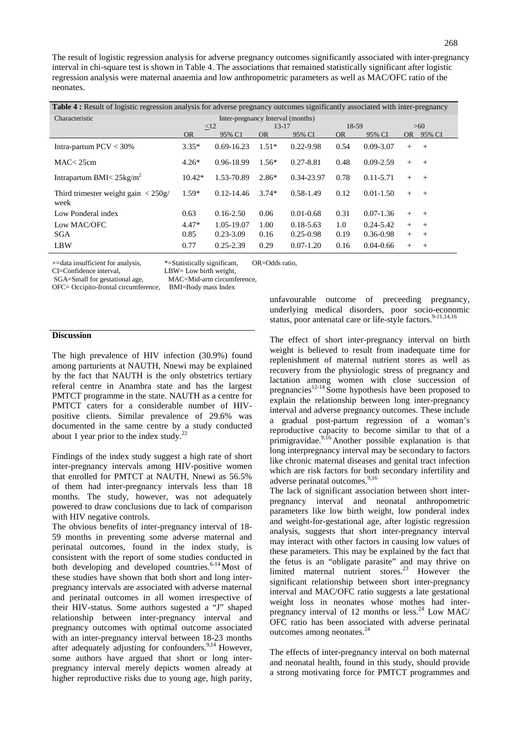The result of logistic regression analysis for adverse pregnancy outcomes significantly associated with inter-pregnancy interval in chi-square test is shown in Table 4. The associations that remained statistically significant after logistic regression analysis were maternal anaemia and low anthropometric parameters as well as MAC/OFC ratio of the neonates.

**Table 4 :** Result of logistic regression analysis for adverse pregnancy outcomes significantly associated with inter-pregnancy

| Characteristic | Inter-pregnancy Interval (months) | | | | | | | |
|---|---|---|---|---|---|---|---|---|
| | ≤12 | | 13-17 | | 18-59 | | >60 | |
| | OR | 95% C1 | OR | 95% CI | OR | 95% CI | OR | 95% CI |
| Intra-partum PCV < 30% | 3.35* | 0.69-16.23 | 1.51* | 0.22-9.98 | 0.54 | 0.09-3.07 | + | + |
| MAC< 25cm | 4.26* | 0.96-18.99 | 1.56* | 0.27-8.81 | 0.48 | 0.09-2.59 | + | + |
| Intrapartum BMI< 25kg/m² | 10.42* | 1.53-70.89 | 2.86* | 0.34-23.97 | 0.78 | 0.11-5.71 | + | + |
| Third trimester weight gain < 250g/ week | 1.59* | 0.12-14.46 | 3.74* | 0.58-1.49 | 0.12 | 0.01-1.50 | + | + |
| Low Ponderal index | 0.63 | 0.16-2.50 | 0.06 | 0.01-0.68 | 0.31 | 0.07-1.36 | + | + |
| Low MAC/OFC | 4.47* | 1.05-19.07 | 1.00 | 0.18-5.63 | 1.0 | 0.24-5.42 | + | + |
| SGA | 0.85 | 0.23-3.09 | 0.16 | 0.25-0.98 | 0.19 | 0.36-0.98 | + | + |
| LBW | 0.77 | 0.25-2.39 | 0.29 | 0.07-1.20 | 0.16 | 0.04-0.66 | + | + |

+=data insufficient for analysis, *=Statistically significant, OR=Odds ratio,
CI=Confidence interval, LBW= Low birth weight,
SGA=Small for gestational age, MAC=Mid-arm circumference,
OFC= Occipito-frontal circumference, BMI=Body mass Index

## Discussion

The high prevalence of HIV infection (30.9%) found among parturients at NAUTH, Nnewi may be explained by the fact that NAUTH is the only obstetrics tertiary referal centre in Anambra state and has the largest PMTCT programme in the state. NAUTH as a centre for PMTCT caters for a considerable number of HIV-positive clients. Similar prevalence of 29.6% was documented in the same centre by a study conducted about 1 year prior to the index study.[22]

Findings of the index study suggest a high rate of short inter-pregnancy intervals among HIV-positive women that enrolled for PMTCT at NAUTH, Nnewi as 56.5% of them had inter-pregnancy intervals less than 18 months. The study, however, was not adequately powered to draw conclusions due to lack of comparison with HIV negative controls.

The obvious benefits of inter-pregnancy interval of 18-59 months in preventing some adverse maternal and perinatal outcomes, found in the index study, is consistent with the report of some studies conducted in both developing and developed countries.[6-14] Most of these studies have shown that both short and long inter-pregnancy intervals are associated with adverse maternal and perinatal outcomes in all women irrespective of their HIV-status. Some authors sugested a "J" shaped relationship between inter-pregnancy interval and pregnancy outcomes with optimal outcome associated with an inter-pregnancy interval between 18-23 months after adequately adjusting for confounders.[9,14] However, some authors have argued that short or long inter-pregnancy interval merely depicts women already at higher reproductive risks due to young age, high parity, unfavourable outcome of preceeding pregnancy, underlying medical disorders, poor socio-economic status, poor antenatal care or life-style factors.[9-11,14,16]

The effect of short inter-pregnancy interval on birth weight is believed to result from inadequate time for replenishment of maternal nutrient stores as well as recovery from the physiologic stress of pregnancy and lactation among women with close succession of pregnancies[12-14] Some hypothesis have been proposed to explain the relationship between long inter-pregnancy interval and adverse pregnancy outcomes. These include a gradual post-partum regression of a woman's reproductive capacity to become similar to that of a primigravidae.[9,16] Another possible explanation is that long interpregnancy interval may be secondary to factors like chronic maternal diseases and genital tract infection which are risk factors for both secondary infertility and adverse perinatal outcomes.[9,16]

The lack of significant association between short inter-pregnancy interval and neonatal anthropometric parameters like low birth weight, low ponderal index and weight-for-gestational age, after logistic regression analysis, suggests that short inter-pregnancy interval may interact with other factors in causing low values of these parameters. This may be explained by the fact that the fetus is an "obligate parasite" and may thrive on limited maternal nutrient stores.[23] However the significant relationship between short inter-pregnancy interval and MAC/OFC ratio suggests a late gestational weight loss in neonates whose mothes had inter-pregnancy interval of 12 months or less.[24] Low MAC/ OFC ratio has been associated with adverse perinatal outcomes among neonates.[24]

The effects of inter-pregnancy interval on both maternal and neonatal health, found in this study, should provide a strong motivating force for PMTCT programmes and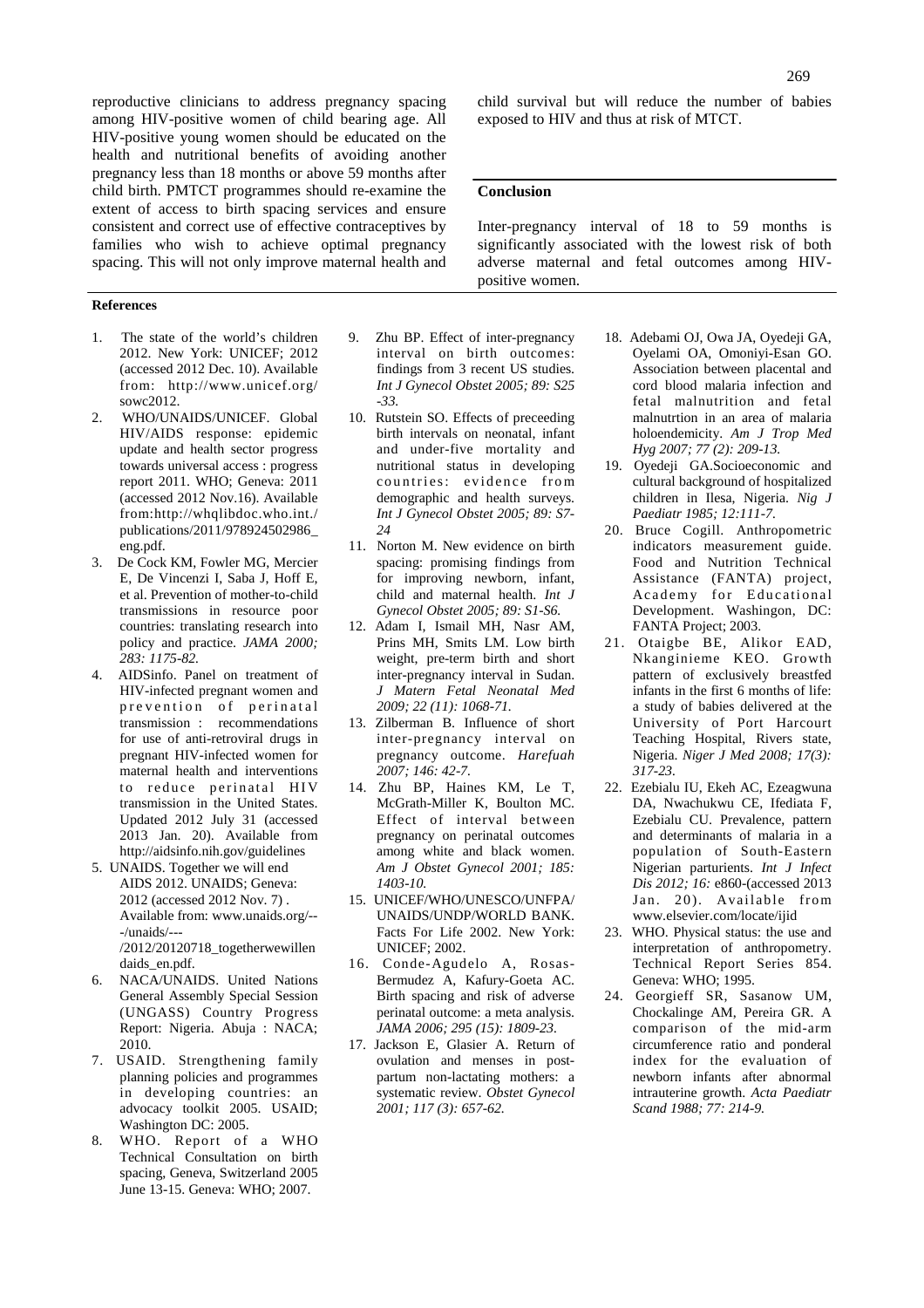reproductive clinicians to address pregnancy spacing among HIV-positive women of child bearing age. All HIV-positive young women should be educated on the health and nutritional benefits of avoiding another pregnancy less than 18 months or above 59 months after child birth. PMTCT programmes should re-examine the extent of access to birth spacing services and ensure consistent and correct use of effective contraceptives by families who wish to achieve optimal pregnancy spacing. This will not only improve maternal health and child survival but will reduce the number of babies exposed to HIV and thus at risk of MTCT.

## Conclusion

Inter-pregnancy interval of 18 to 59 months is significantly associated with the lowest risk of both adverse maternal and fetal outcomes among HIV-positive women.

## References

1. The state of the world's children 2012. New York: UNICEF; 2012 (accessed 2012 Dec. 10). Available from: http://www.unicef.org/sowc2012.
2. WHO/UNAIDS/UNICEF. Global HIV/AIDS response: epidemic update and health sector progress towards universal access : progress report 2011. WHO; Geneva: 2011 (accessed 2012 Nov.16). Available from:http://whqlibdoc.who.int./publications/2011/978924502986_eng.pdf.
3. De Cock KM, Fowler MG, Mercier E, De Vincenzi I, Saba J, Hoff E, et al. Prevention of mother-to-child transmissions in resource poor countries: translating research into policy and practice. *JAMA 2000; 283: 1175-82.*
4. AIDSinfo. Panel on treatment of HIV-infected pregnant women and prevention of perinatal transmission : recommendations for use of anti-retroviral drugs in pregnant HIV-infected women for maternal health and interventions to reduce perinatal HIV transmission in the United States. Updated 2012 July 31 (accessed 2013 Jan. 20). Available from http://aidsinfo.nih.gov/guidelines
5. UNAIDS. Together we will end AIDS 2012. UNAIDS; Geneva: 2012 (accessed 2012 Nov. 7) . Available from: www.unaids.org/---/unaids/---/2012/20120718_togetherwewillendaids_en.pdf.
6. NACA/UNAIDS. United Nations General Assembly Special Session (UNGASS) Country Progress Report: Nigeria. Abuja : NACA; 2010.
7. USAID. Strengthening family planning policies and programmes in developing countries: an advocacy toolkit 2005. USAID; Washington DC: 2005.
8. WHO. Report of a WHO Technical Consultation on birth spacing, Geneva, Switzerland 2005 June 13-15. Geneva: WHO; 2007.
9. Zhu BP. Effect of inter-pregnancy interval on birth outcomes: findings from 3 recent US studies. *Int J Gynecol Obstet 2005; 89: S25-33.*
10. Rutstein SO. Effects of preceeding birth intervals on neonatal, infant and under-five mortality and nutritional status in developing countries: evidence from demographic and health surveys. *Int J Gynecol Obstet 2005; 89: S7-24*
11. Norton M. New evidence on birth spacing: promising findings from for improving newborn, infant, child and maternal health. *Int J Gynecol Obstet 2005; 89: S1-S6.*
12. Adam I, Ismail MH, Nasr AM, Prins MH, Smits LM. Low birth weight, pre-term birth and short inter-pregnancy interval in Sudan. *J Matern Fetal Neonatal Med 2009; 22 (11): 1068-71.*
13. Zilberman B. Influence of short inter-pregnancy interval on pregnancy outcome. *Harefuah 2007; 146: 42-7.*
14. Zhu BP, Haines KM, Le T, McGrath-Miller K, Boulton MC. Effect of interval between pregnancy on perinatal outcomes among white and black women. *Am J Obstet Gynecol 2001; 185: 1403-10.*
15. UNICEF/WHO/UNESCO/UNFPA/UNAIDS/UNDP/WORLD BANK. Facts For Life 2002. New York: UNICEF; 2002.
16. Conde-Agudelo A, Rosas-Bermudez A, Kafury-Goeta AC. Birth spacing and risk of adverse perinatal outcome: a meta analysis. *JAMA 2006; 295 (15): 1809-23.*
17. Jackson E, Glasier A. Return of ovulation and menses in post-partum non-lactating mothers: a systematic review. *Obstet Gynecol 2001; 117 (3): 657-62.*
18. Adebami OJ, Owa JA, Oyedeji GA, Oyelami OA, Omoniyi-Esan GO. Association between placental and cord blood malaria infection and fetal malnutrition and fetal malnutrtion in an area of malaria holoendemicity. *Am J Trop Med Hyg 2007; 77 (2): 209-13.*
19. Oyedeji GA.Socioeconomic and cultural background of hospitalized children in Ilesa, Nigeria. *Nig J Paediatr 1985; 12:111-7.*
20. Bruce Cogill. Anthropometric indicators measurement guide. Food and Nutrition Technical Assistance (FANTA) project, Academy for Educational Development. Washingon, DC: FANTA Project; 2003.
21. Otaigbe BE, Alikor EAD, Nkanginieme KEO. Growth pattern of exclusively breastfed infants in the first 6 months of life: a study of babies delivered at the University of Port Harcourt Teaching Hospital, Rivers state, Nigeria. *Niger J Med 2008; 17(3): 317-23.*
22. Ezebialu IU, Ekeh AC, Ezeagwuna DA, Nwachukwu CE, Ifediata F, Ezebialu CU. Prevalence, pattern and determinants of malaria in a population of South-Eastern Nigerian parturients. *Int J Infect Dis 2012; 16:* e860-(accessed 2013 Jan. 20). Available from www.elsevier.com/locate/ijid
23. WHO. Physical status: the use and interpretation of anthropometry. Technical Report Series 854. Geneva: WHO; 1995.
24. Georgieff SR, Sasanow UM, Chockalinge AM, Pereira GR. A comparison of the mid-arm circumference ratio and ponderal index for the evaluation of newborn infants after abnormal intrauterine growth. *Acta Paediatr Scand 1988; 77: 214-9.*